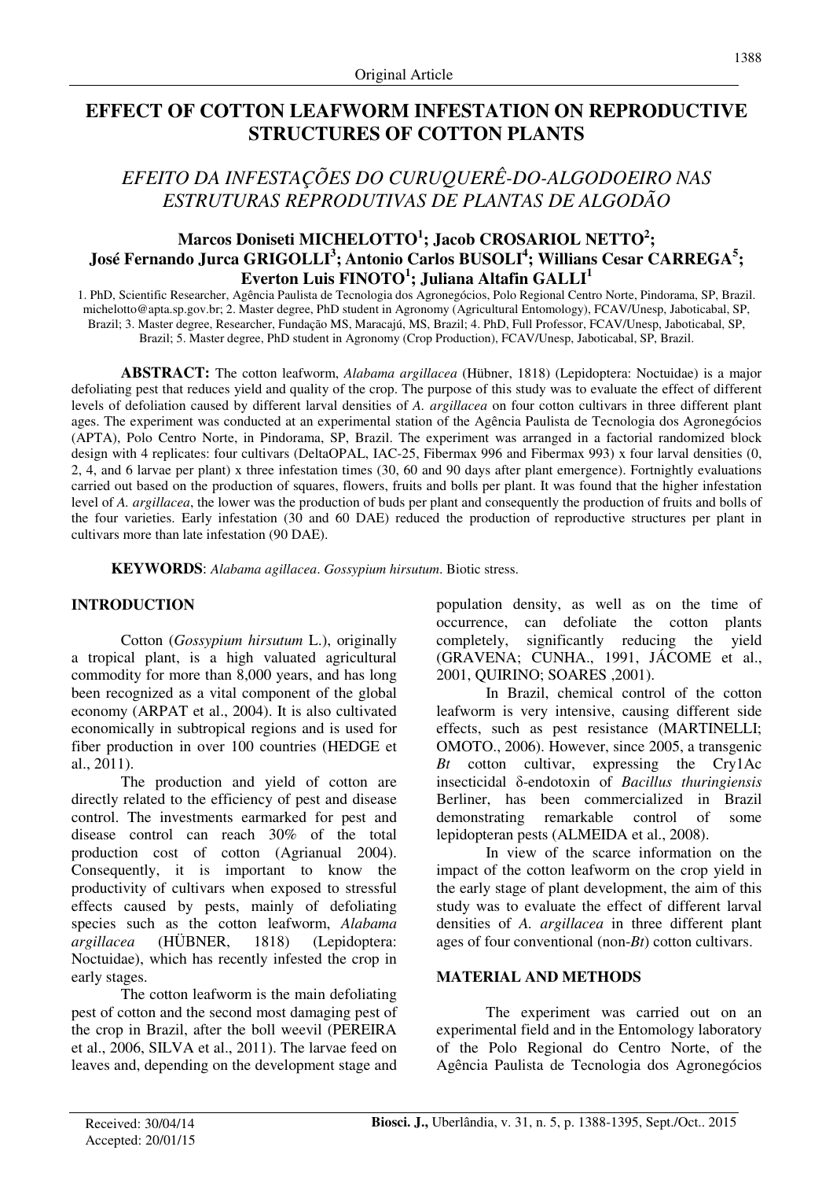Original Article

# EFFECT OF COTTON LEAFWORM INFESTATION ON REPRODUCTIVE STRUCTURES OF COTTON PLANTS

## *EFEITO DA INFESTAÇÕES DO CURUQUERÊ-DO-ALGODOEIRO NAS ESTRUTURAS REPRODUTIVAS DE PLANTAS DE ALGODÃO*

**Marcos Doniseti MICHELOTTO[1]; Jacob CROSARIOL NETTO[2]; José Fernando Jurca GRIGOLLI[3]; Antonio Carlos BUSOLI[4]; Willians Cesar CARREGA[5]; Everton Luis FINOTO[1]; Juliana Altafin GALLI[1]**

1. PhD, Scientific Researcher, Agência Paulista de Tecnologia dos Agronegócios, Polo Regional Centro Norte, Pindorama, SP, Brazil. michelotto@apta.sp.gov.br; 2. Master degree, PhD student in Agronomy (Agricultural Entomology), FCAV/Unesp, Jaboticabal, SP, Brazil; 3. Master degree, Researcher, Fundação MS, Maracajú, MS, Brazil; 4. PhD, Full Professor, FCAV/Unesp, Jaboticabal, SP, Brazil; 5. Master degree, PhD student in Agronomy (Crop Production), FCAV/Unesp, Jaboticabal, SP, Brazil.

**ABSTRACT:** The cotton leafworm, *Alabama argillacea* (Hübner, 1818) (Lepidoptera: Noctuidae) is a major defoliating pest that reduces yield and quality of the crop. The purpose of this study was to evaluate the effect of different levels of defoliation caused by different larval densities of *A. argillacea* on four cotton cultivars in three different plant ages. The experiment was conducted at an experimental station of the Agência Paulista de Tecnologia dos Agronegócios (APTA), Polo Centro Norte, in Pindorama, SP, Brazil. The experiment was arranged in a factorial randomized block design with 4 replicates: four cultivars (DeltaOPAL, IAC-25, Fibermax 996 and Fibermax 993) x four larval densities (0, 2, 4, and 6 larvae per plant) x three infestation times (30, 60 and 90 days after plant emergence). Fortnightly evaluations carried out based on the production of squares, flowers, fruits and bolls per plant. It was found that the higher infestation level of *A. argillacea*, the lower was the production of buds per plant and consequently the production of fruits and bolls of the four varieties. Early infestation (30 and 60 DAE) reduced the production of reproductive structures per plant in cultivars more than late infestation (90 DAE).

**KEYWORDS**: *Alabama agillacea*. *Gossypium hirsutum*. Biotic stress.

## INTRODUCTION

Cotton (*Gossypium hirsutum* L.), originally a tropical plant, is a high valuated agricultural commodity for more than 8,000 years, and has long been recognized as a vital component of the global economy (ARPAT et al., 2004). It is also cultivated economically in subtropical regions and is used for fiber production in over 100 countries (HEDGE et al., 2011).

The production and yield of cotton are directly related to the efficiency of pest and disease control. The investments earmarked for pest and disease control can reach 30% of the total production cost of cotton (Agrianual 2004). Consequently, it is important to know the productivity of cultivars when exposed to stressful effects caused by pests, mainly of defoliating species such as the cotton leafworm, *Alabama argillacea* (HÜBNER, 1818) (Lepidoptera: Noctuidae), which has recently infested the crop in early stages.

The cotton leafworm is the main defoliating pest of cotton and the second most damaging pest of the crop in Brazil, after the boll weevil (PEREIRA et al., 2006, SILVA et al., 2011). The larvae feed on leaves and, depending on the development stage and population density, as well as on the time of occurrence, can defoliate the cotton plants completely, significantly reducing the yield (GRAVENA; CUNHA., 1991, JÁCOME et al., 2001, QUIRINO; SOARES ,2001).

In Brazil, chemical control of the cotton leafworm is very intensive, causing different side effects, such as pest resistance (MARTINELLI; OMOTO., 2006). However, since 2005, a transgenic *Bt* cotton cultivar, expressing the Cry1Ac insecticidal δ-endotoxin of *Bacillus thuringiensis* Berliner, has been commercialized in Brazil demonstrating remarkable control of some lepidopteran pests (ALMEIDA et al., 2008).

In view of the scarce information on the impact of the cotton leafworm on the crop yield in the early stage of plant development, the aim of this study was to evaluate the effect of different larval densities of *A. argillacea* in three different plant ages of four conventional (non-*Bt*) cotton cultivars.

## MATERIAL AND METHODS

The experiment was carried out on an experimental field and in the Entomology laboratory of the Polo Regional do Centro Norte, of the Agência Paulista de Tecnologia dos Agronegócios

Received: 30/04/14
Accepted: 20/01/15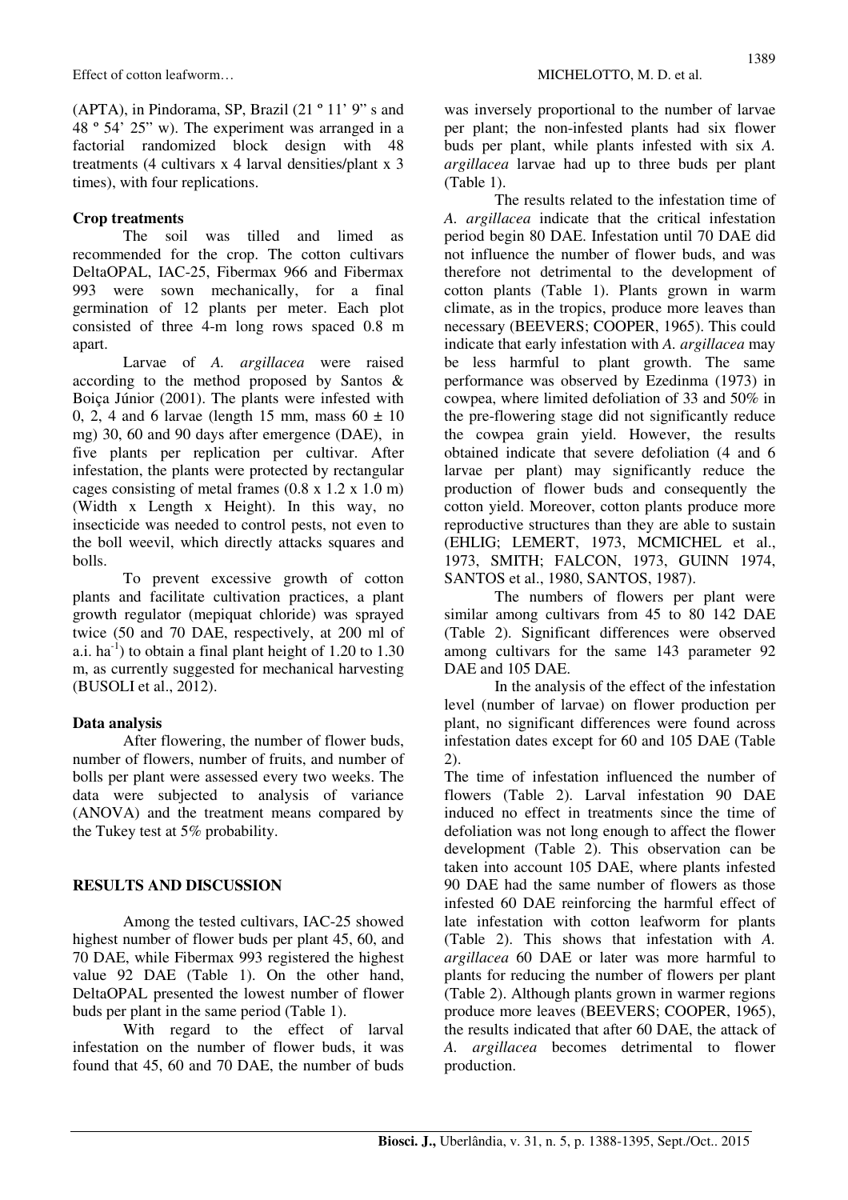(APTA), in Pindorama, SP, Brazil (21 º 11' 9" s and 48 º 54' 25" w). The experiment was arranged in a factorial randomized block design with 48 treatments (4 cultivars x 4 larval densities/plant x 3 times), with four replications.

## Crop treatments

The soil was tilled and limed as recommended for the crop. The cotton cultivars DeltaOPAL, IAC-25, Fibermax 966 and Fibermax 993 were sown mechanically, for a final germination of 12 plants per meter. Each plot consisted of three 4-m long rows spaced 0.8 m apart.

Larvae of *A. argillacea* were raised according to the method proposed by Santos & Boiça Júnior (2001). The plants were infested with 0, 2, 4 and 6 larvae (length 15 mm, mass 60 ± 10 mg) 30, 60 and 90 days after emergence (DAE), in five plants per replication per cultivar. After infestation, the plants were protected by rectangular cages consisting of metal frames (0.8 x 1.2 x 1.0 m) (Width x Length x Height). In this way, no insecticide was needed to control pests, not even to the boll weevil, which directly attacks squares and bolls.

To prevent excessive growth of cotton plants and facilitate cultivation practices, a plant growth regulator (mepiquat chloride) was sprayed twice (50 and 70 DAE, respectively, at 200 ml of a.i. $ha^{-1}$) to obtain a final plant height of 1.20 to 1.30 m, as currently suggested for mechanical harvesting (BUSOLI et al., 2012).

## Data analysis

After flowering, the number of flower buds, number of flowers, number of fruits, and number of bolls per plant were assessed every two weeks. The data were subjected to analysis of variance (ANOVA) and the treatment means compared by the Tukey test at 5% probability.

## RESULTS AND DISCUSSION

Among the tested cultivars, IAC-25 showed highest number of flower buds per plant 45, 60, and 70 DAE, while Fibermax 993 registered the highest value 92 DAE (Table 1). On the other hand, DeltaOPAL presented the lowest number of flower buds per plant in the same period (Table 1).

With regard to the effect of larval infestation on the number of flower buds, it was found that 45, 60 and 70 DAE, the number of buds was inversely proportional to the number of larvae per plant; the non-infested plants had six flower buds per plant, while plants infested with six *A. argillacea* larvae had up to three buds per plant (Table 1).

The results related to the infestation time of *A. argillacea* indicate that the critical infestation period begin 80 DAE. Infestation until 70 DAE did not influence the number of flower buds, and was therefore not detrimental to the development of cotton plants (Table 1). Plants grown in warm climate, as in the tropics, produce more leaves than necessary (BEEVERS; COOPER, 1965). This could indicate that early infestation with *A. argillacea* may be less harmful to plant growth. The same performance was observed by Ezedinma (1973) in cowpea, where limited defoliation of 33 and 50% in the pre-flowering stage did not significantly reduce the cowpea grain yield. However, the results obtained indicate that severe defoliation (4 and 6 larvae per plant) may significantly reduce the production of flower buds and consequently the cotton yield. Moreover, cotton plants produce more reproductive structures than they are able to sustain (EHLIG; LEMERT, 1973, MCMICHEL et al., 1973, SMITH; FALCON, 1973, GUINN 1974, SANTOS et al., 1980, SANTOS, 1987).

The numbers of flowers per plant were similar among cultivars from 45 to 80 142 DAE (Table 2). Significant differences were observed among cultivars for the same 143 parameter 92 DAE and 105 DAE.

In the analysis of the effect of the infestation level (number of larvae) on flower production per plant, no significant differences were found across infestation dates except for 60 and 105 DAE (Table 2).

The time of infestation influenced the number of flowers (Table 2). Larval infestation 90 DAE induced no effect in treatments since the time of defoliation was not long enough to affect the flower development (Table 2). This observation can be taken into account 105 DAE, where plants infested 90 DAE had the same number of flowers as those infested 60 DAE reinforcing the harmful effect of late infestation with cotton leafworm for plants (Table 2). This shows that infestation with *A. argillacea* 60 DAE or later was more harmful to plants for reducing the number of flowers per plant (Table 2). Although plants grown in warmer regions produce more leaves (BEEVERS; COOPER, 1965), the results indicated that after 60 DAE, the attack of *A. argillacea* becomes detrimental to flower production.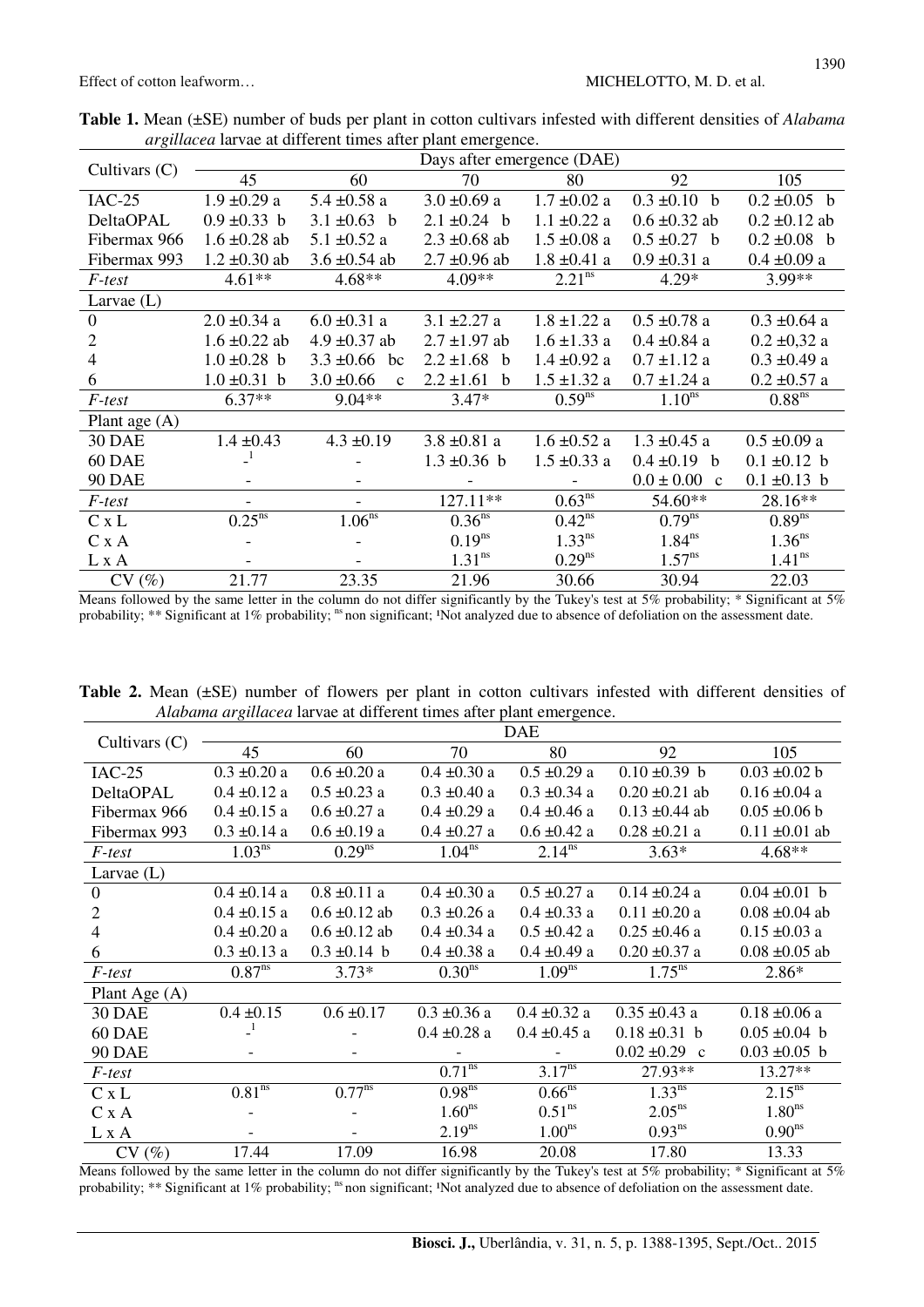**Table 1.** Mean (±SE) number of buds per plant in cotton cultivars infested with different densities of *Alabama argillacea* larvae at different times after plant emergence.

| Cultivars (C) | Days after emergence (DAE) | | | | | |
|---|---|---|---|---|---|---|
| | 45 | 60 | 70 | 80 | 92 | 105 |
| IAC-25 | 1.9 ±0.29 a | 5.4 ±0.58 a | 3.0 ±0.69 a | 1.7 ±0.02 a | 0.3 ±0.10 b | 0.2 ±0.05 b |
| DeltaOPAL | 0.9 ±0.33 b | 3.1 ±0.63 b | 2.1 ±0.24 b | 1.1 ±0.22 a | 0.6 ±0.32 ab | 0.2 ±0.12 ab |
| Fibermax 966 | 1.6 ±0.28 ab | 5.1 ±0.52 a | 2.3 ±0.68 ab | 1.5 ±0.08 a | 0.5 ±0.27 b | 0.2 ±0.08 b |
| Fibermax 993 | 1.2 ±0.30 ab | 3.6 ±0.54 ab | 2.7 ±0.96 ab | 1.8 ±0.41 a | 0.9 ±0.31 a | 0.4 ±0.09 a |
| *F-test* | 4.61** | 4.68** | 4.09** | 2.21$^{ns}$ | 4.29* | 3.99** |
| Larvae (L) | | | | | | |
| 0 | 2.0 ±0.34 a | 6.0 ±0.31 a | 3.1 ±2.27 a | 1.8 ±1.22 a | 0.5 ±0.78 a | 0.3 ±0.64 a |
| 2 | 1.6 ±0.22 ab | 4.9 ±0.37 ab | 2.7 ±1.97 ab | 1.6 ±1.33 a | 0.4 ±0.84 a | 0.2 ±0,32 a |
| 4 | 1.0 ±0.28 b | 3.3 ±0.66 bc | 2.2 ±1.68 b | 1.4 ±0.92 a | 0.7 ±1.12 a | 0.3 ±0.49 a |
| 6 | 1.0 ±0.31 b | 3.0 ±0.66 c | 2.2 ±1.61 b | 1.5 ±1.32 a | 0.7 ±1.24 a | 0.2 ±0.57 a |
| *F-test* | 6.37** | 9.04** | 3.47* | 0.59$^{ns}$ | 1.10$^{ns}$ | 0.88$^{ns}$ |
| Plant age (A) | | | | | | |
| 30 DAE | 1.4 ±0.43 | 4.3 ±0.19 | 3.8 ±0.81 a | 1.6 ±0.52 a | 1.3 ±0.45 a | 0.5 ±0.09 a |
| 60 DAE | -[1] | - | 1.3 ±0.36 b | 1.5 ±0.33 a | 0.4 ±0.19 b | 0.1 ±0.12 b |
| 90 DAE | - | - | - | - | 0.0 ± 0.00 c | 0.1 ±0.13 b |
| *F-test* | - | - | 127.11** | 0.63$^{ns}$ | 54.60** | 28.16** |
| C x L | 0.25$^{ns}$ | 1.06$^{ns}$ | 0.36$^{ns}$ | 0.42$^{ns}$ | 0.79$^{ns}$ | 0.89$^{ns}$ |
| C x A | - | - | 0.19$^{ns}$ | 1.33$^{ns}$ | 1.84$^{ns}$ | 1.36$^{ns}$ |
| L x A | - | - | 1.31$^{ns}$ | 0.29$^{ns}$ | 1.57$^{ns}$ | 1.41$^{ns}$ |
| CV (%) | 21.77 | 23.35 | 21.96 | 30.66 | 30.94 | 22.03 |

Means followed by the same letter in the column do not differ significantly by the Tukey's test at 5% probability; * Significant at 5% probability; ** Significant at 1% probability; $^{ns}$ non significant; [1]Not analyzed due to absence of defoliation on the assessment date.

**Table 2.** Mean (±SE) number of flowers per plant in cotton cultivars infested with different densities of *Alabama argillacea* larvae at different times after plant emergence.

| Cultivars (C) | DAE | | | | | |
|---|---|---|---|---|---|---|
| | 45 | 60 | 70 | 80 | 92 | 105 |
| IAC-25 | 0.3 ±0.20 a | 0.6 ±0.20 a | 0.4 ±0.30 a | 0.5 ±0.29 a | 0.10 ±0.39 b | 0.03 ±0.02 b |
| DeltaOPAL | 0.4 ±0.12 a | 0.5 ±0.23 a | 0.3 ±0.40 a | 0.3 ±0.34 a | 0.20 ±0.21 ab | 0.16 ±0.04 a |
| Fibermax 966 | 0.4 ±0.15 a | 0.6 ±0.27 a | 0.4 ±0.29 a | 0.4 ±0.46 a | 0.13 ±0.44 ab | 0.05 ±0.06 b |
| Fibermax 993 | 0.3 ±0.14 a | 0.6 ±0.19 a | 0.4 ±0.27 a | 0.6 ±0.42 a | 0.28 ±0.21 a | 0.11 ±0.01 ab |
| *F-test* | 1.03$^{ns}$ | 0.29$^{ns}$ | 1.04$^{ns}$ | 2.14$^{ns}$ | 3.63* | 4.68** |
| Larvae (L) | | | | | | |
| 0 | 0.4 ±0.14 a | 0.8 ±0.11 a | 0.4 ±0.30 a | 0.5 ±0.27 a | 0.14 ±0.24 a | 0.04 ±0.01 b |
| 2 | 0.4 ±0.15 a | 0.6 ±0.12 ab | 0.3 ±0.26 a | 0.4 ±0.33 a | 0.11 ±0.20 a | 0.08 ±0.04 ab |
| 4 | 0.4 ±0.20 a | 0.6 ±0.12 ab | 0.4 ±0.34 a | 0.5 ±0.42 a | 0.25 ±0.46 a | 0.15 ±0.03 a |
| 6 | 0.3 ±0.13 a | 0.3 ±0.14 b | 0.4 ±0.38 a | 0.4 ±0.49 a | 0.20 ±0.37 a | 0.08 ±0.05 ab |
| *F-test* | 0.87$^{ns}$ | 3.73* | 0.30$^{ns}$ | 1.09$^{ns}$ | 1.75$^{ns}$ | 2.86* |
| Plant Age (A) | | | | | | |
| 30 DAE | 0.4 ±0.15 | 0.6 ±0.17 | 0.3 ±0.36 a | 0.4 ±0.32 a | 0.35 ±0.43 a | 0.18 ±0.06 a |
| 60 DAE | -[1] | - | 0.4 ±0.28 a | 0.4 ±0.45 a | 0.18 ±0.31 b | 0.05 ±0.04 b |
| 90 DAE | - | - | - | - | 0.02 ±0.29 c | 0.03 ±0.05 b |
| *F-test* | | | 0.71$^{ns}$ | 3.17$^{ns}$ | 27.93** | 13.27** |
| C x L | 0.81$^{ns}$ | 0.77$^{ns}$ | 0.98$^{ns}$ | 0.66$^{ns}$ | 1.33$^{ns}$ | 2.15$^{ns}$ |
| C x A | - | - | 1.60$^{ns}$ | 0.51$^{ns}$ | 2.05$^{ns}$ | 1.80$^{ns}$ |
| L x A | - | - | 2.19$^{ns}$ | 1.00$^{ns}$ | 0.93$^{ns}$ | 0.90$^{ns}$ |
| CV (%) | 17.44 | 17.09 | 16.98 | 20.08 | 17.80 | 13.33 |

Means followed by the same letter in the column do not differ significantly by the Tukey's test at 5% probability; * Significant at 5% probability; ** Significant at 1% probability; $^{ns}$ non significant; [1]Not analyzed due to absence of defoliation on the assessment date.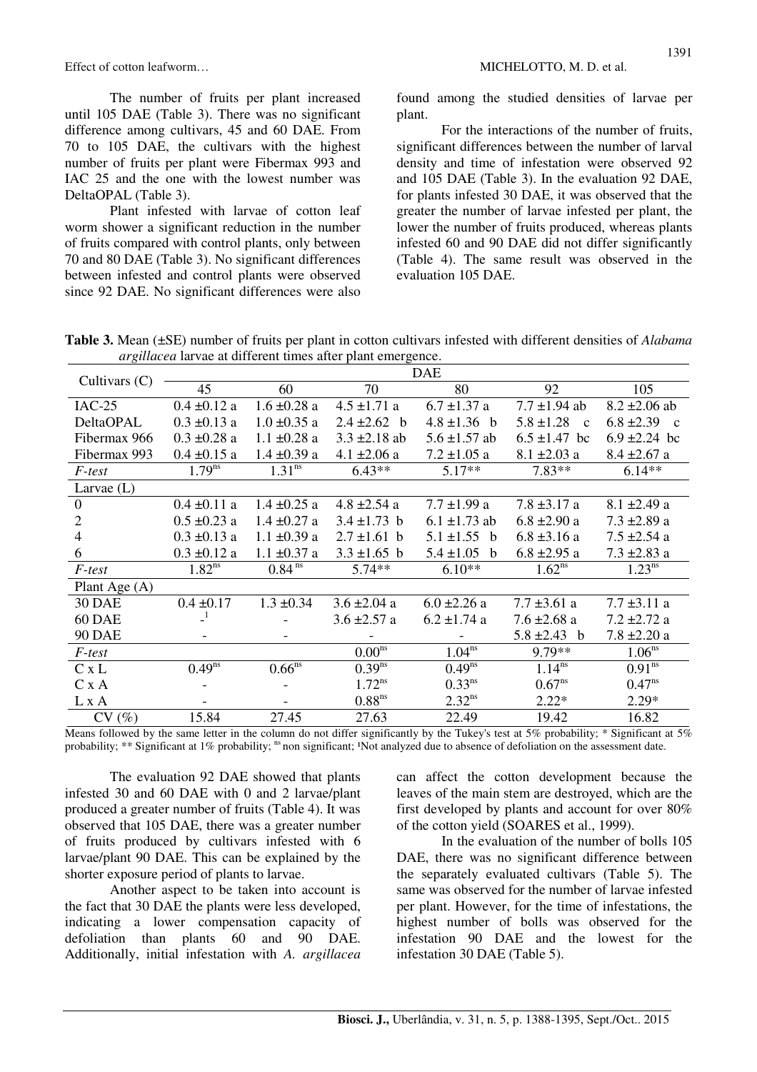The number of fruits per plant increased until 105 DAE (Table 3). There was no significant difference among cultivars, 45 and 60 DAE. From 70 to 105 DAE, the cultivars with the highest number of fruits per plant were Fibermax 993 and IAC 25 and the one with the lowest number was DeltaOPAL (Table 3).

Plant infested with larvae of cotton leaf worm shower a significant reduction in the number of fruits compared with control plants, only between 70 and 80 DAE (Table 3). No significant differences between infested and control plants were observed since 92 DAE. No significant differences were also found among the studied densities of larvae per plant.

For the interactions of the number of fruits, significant differences between the number of larval density and time of infestation were observed 92 and 105 DAE (Table 3). In the evaluation 92 DAE, for plants infested 30 DAE, it was observed that the greater the number of larvae infested per plant, the lower the number of fruits produced, whereas plants infested 60 and 90 DAE did not differ significantly (Table 4). The same result was observed in the evaluation 105 DAE.

**Table 3.** Mean (±SE) number of fruits per plant in cotton cultivars infested with different densities of *Alabama argillacea* larvae at different times after plant emergence.

| Cultivars (C) | DAE | | | | | |
|---|---|---|---|---|---|---|
| | 45 | 60 | 70 | 80 | 92 | 105 |
| IAC-25 | 0.4 ±0.12 a | 1.6 ±0.28 a | 4.5 ±1.71 a | 6.7 ±1.37 a | 7.7 ±1.94 ab | 8.2 ±2.06 ab |
| DeltaOPAL | 0.3 ±0.13 a | 1.0 ±0.35 a | 2.4 ±2.62 b | 4.8 ±1.36 b | 5.8 ±1.28 c | 6.8 ±2.39 c |
| Fibermax 966 | 0.3 ±0.28 a | 1.1 ±0.28 a | 3.3 ±2.18 ab | 5.6 ±1.57 ab | 6.5 ±1.47 bc | 6.9 ±2.24 bc |
| Fibermax 993 | 0.4 ±0.15 a | 1.4 ±0.39 a | 4.1 ±2.06 a | 7.2 ±1.05 a | 8.1 ±2.03 a | 8.4 ±2.67 a |
| *F-test* | $1.79^{ns}$ | $1.31^{ns}$ | 6.43** | 5.17** | 7.83** | 6.14** |
| Larvae (L) | | | | | | |
| 0 | 0.4 ±0.11 a | 1.4 ±0.25 a | 4.8 ±2.54 a | 7.7 ±1.99 a | 7.8 ±3.17 a | 8.1 ±2.49 a |
| 2 | 0.5 ±0.23 a | 1.4 ±0.27 a | 3.4 ±1.73 b | 6.1 ±1.73 ab | 6.8 ±2.90 a | 7.3 ±2.89 a |
| 4 | 0.3 ±0.13 a | 1.1 ±0.39 a | 2.7 ±1.61 b | 5.1 ±1.55 b | 6.8 ±3.16 a | 7.5 ±2.54 a |
| 6 | 0.3 ±0.12 a | 1.1 ±0.37 a | 3.3 ±1.65 b | 5.4 ±1.05 b | 6.8 ±2.95 a | 7.3 ±2.83 a |
| *F-test* | $1.82^{ns}$ | $0.84^{ns}$ | 5.74** | 6.10** | $1.62^{ns}$ | $1.23^{ns}$ |
| Plant Age (A) | | | | | | |
| 30 DAE | 0.4 ±0.17 | 1.3 ±0.34 | 3.6 ±2.04 a | 6.0 ±2.26 a | 7.7 ±3.61 a | 7.7 ±3.11 a |
| 60 DAE | -[1] | - | 3.6 ±2.57 a | 6.2 ±1.74 a | 7.6 ±2.68 a | 7.2 ±2.72 a |
| 90 DAE | - | - | - | - | 5.8 ±2.43 b | 7.8 ±2.20 a |
| *F-test* | | | $0.00^{ns}$ | $1.04^{ns}$ | 9.79** | $1.06^{ns}$ |
| C x L | $0.49^{ns}$ | $0.66^{ns}$ | $0.39^{ns}$ | $0.49^{ns}$ | $1.14^{ns}$ | $0.91^{ns}$ |
| C x A | - | - | $1.72^{ns}$ | $0.33^{ns}$ | $0.67^{ns}$ | $0.47^{ns}$ |
| L x A | - | - | $0.88^{ns}$ | $2.32^{ns}$ | 2.22* | 2.29* |
| CV (%) | 15.84 | 27.45 | 27.63 | 22.49 | 19.42 | 16.82 |

Means followed by the same letter in the column do not differ significantly by the Tukey's test at 5% probability; * Significant at 5% probability; ** Significant at 1% probability; ns non significant; [1]Not analyzed due to absence of defoliation on the assessment date.

The evaluation 92 DAE showed that plants infested 30 and 60 DAE with 0 and 2 larvae/plant produced a greater number of fruits (Table 4). It was observed that 105 DAE, there was a greater number of fruits produced by cultivars infested with 6 larvae/plant 90 DAE. This can be explained by the shorter exposure period of plants to larvae.

Another aspect to be taken into account is the fact that 30 DAE the plants were less developed, indicating a lower compensation capacity of defoliation than plants 60 and 90 DAE. Additionally, initial infestation with *A. argillacea* can affect the cotton development because the leaves of the main stem are destroyed, which are the first developed by plants and account for over 80% of the cotton yield (SOARES et al., 1999).

In the evaluation of the number of bolls 105 DAE, there was no significant difference between the separately evaluated cultivars (Table 5). The same was observed for the number of larvae infested per plant. However, for the time of infestations, the highest number of bolls was observed for the infestation 90 DAE and the lowest for the infestation 30 DAE (Table 5).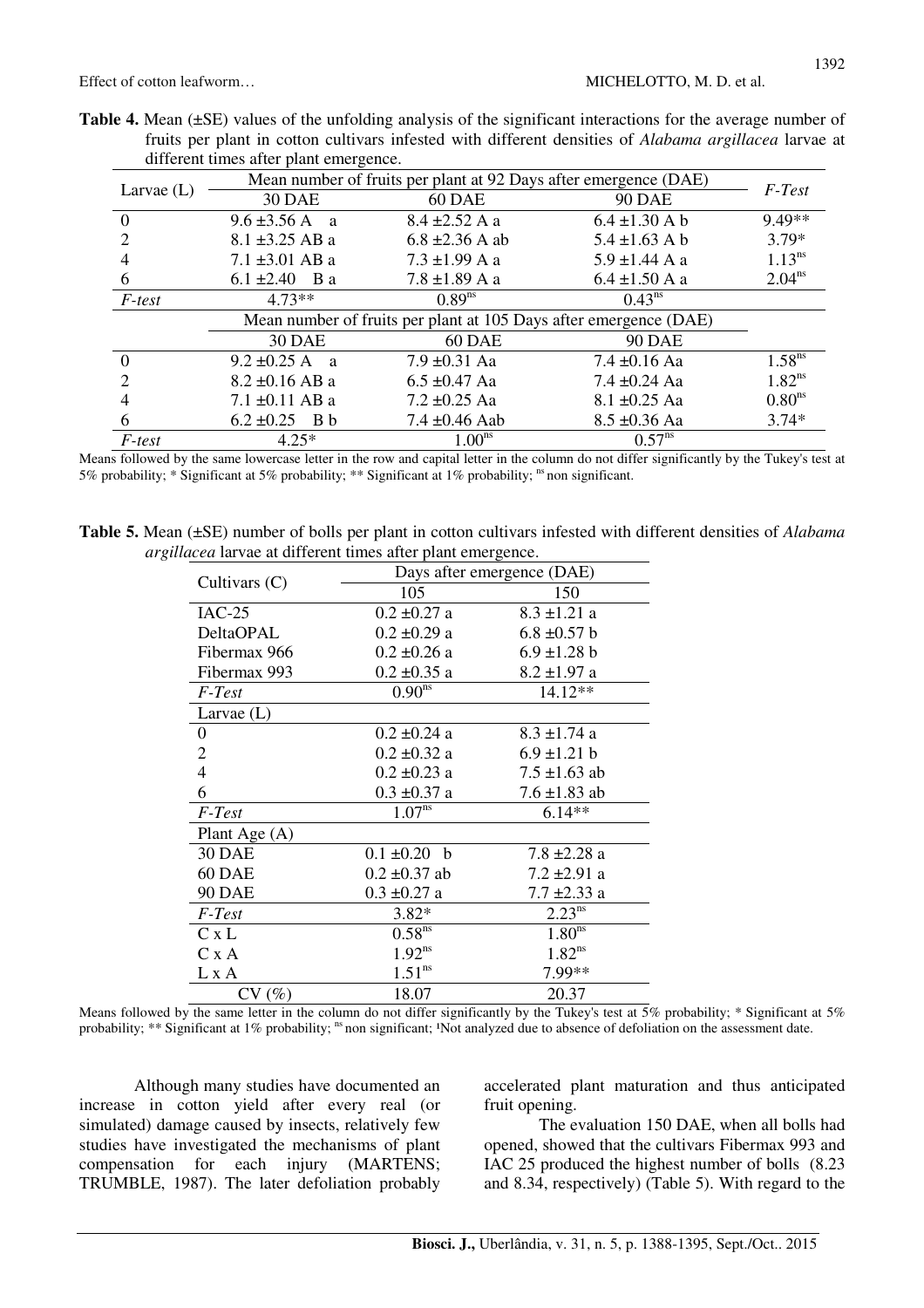**Table 4.** Mean (±SE) values of the unfolding analysis of the significant interactions for the average number of fruits per plant in cotton cultivars infested with different densities of *Alabama argillacea* larvae at different times after plant emergence.

| Larvae (L) | Mean number of fruits per plant at 92 Days after emergence (DAE) | | | *F-Test* |
|---|---|---|---|---|
| | 30 DAE | 60 DAE | 90 DAE | |
| 0 | 9.6 ±3.56 A a | 8.4 ±2.52 A a | 6.4 ±1.30 A b | 9.49** |
| 2 | 8.1 ±3.25 AB a | 6.8 ±2.36 A ab | 5.4 ±1.63 A b | 3.79* |
| 4 | 7.1 ±3.01 AB a | 7.3 ±1.99 A a | 5.9 ±1.44 A a | 1.13$^{ns}$ |
| 6 | 6.1 ±2.40 B a | 7.8 ±1.89 A a | 6.4 ±1.50 A a | 2.04$^{ns}$ |
| *F-test* | 4.73** | 0.89$^{ns}$ | 0.43$^{ns}$ | |
| | Mean number of fruits per plant at 105 Days after emergence (DAE) | | | |
| | 30 DAE | 60 DAE | 90 DAE | |
| 0 | 9.2 ±0.25 A a | 7.9 ±0.31 Aa | 7.4 ±0.16 Aa | 1.58$^{ns}$ |
| 2 | 8.2 ±0.16 AB a | 6.5 ±0.47 Aa | 7.4 ±0.24 Aa | 1.82$^{ns}$ |
| 4 | 7.1 ±0.11 AB a | 7.2 ±0.25 Aa | 8.1 ±0.25 Aa | 0.80$^{ns}$ |
| 6 | 6.2 ±0.25 B b | 7.4 ±0.46 Aab | 8.5 ±0.36 Aa | 3.74* |
| *F-test* | 4.25* | 1.00$^{ns}$ | 0.57$^{ns}$ | |

Means followed by the same lowercase letter in the row and capital letter in the column do not differ significantly by the Tukey's test at 5% probability; * Significant at 5% probability; ** Significant at 1% probability; $^{ns}$ non significant.

**Table 5.** Mean (±SE) number of bolls per plant in cotton cultivars infested with different densities of *Alabama argillacea* larvae at different times after plant emergence.

| Cultivars (C) | Days after emergence (DAE) | |
|---|---|---|
| | 105 | 150 |
| IAC-25 | 0.2 ±0.27 a | 8.3 ±1.21 a |
| DeltaOPAL | 0.2 ±0.29 a | 6.8 ±0.57 b |
| Fibermax 966 | 0.2 ±0.26 a | 6.9 ±1.28 b |
| Fibermax 993 | 0.2 ±0.35 a | 8.2 ±1.97 a |
| *F-Test* | 0.90$^{ns}$ | 14.12** |
| Larvae (L) | | |
| 0 | 0.2 ±0.24 a | 8.3 ±1.74 a |
| 2 | 0.2 ±0.32 a | 6.9 ±1.21 b |
| 4 | 0.2 ±0.23 a | 7.5 ±1.63 ab |
| 6 | 0.3 ±0.37 a | 7.6 ±1.83 ab |
| *F-Test* | 1.07$^{ns}$ | 6.14** |
| Plant Age (A) | | |
| 30 DAE | 0.1 ±0.20 b | 7.8 ±2.28 a |
| 60 DAE | 0.2 ±0.37 ab | 7.2 ±2.91 a |
| 90 DAE | 0.3 ±0.27 a | 7.7 ±2.33 a |
| *F-Test* | 3.82* | 2.23$^{ns}$ |
| C x L | 0.58$^{ns}$ | 1.80$^{ns}$ |
| C x A | 1.92$^{ns}$ | 1.82$^{ns}$ |
| L x A | 1.51$^{ns}$ | 7.99** |
| CV (%) | 18.07 | 20.37 |

Means followed by the same letter in the column do not differ significantly by the Tukey's test at 5% probability; * Significant at 5% probability; ** Significant at 1% probability; $^{ns}$ non significant; ¹Not analyzed due to absence of defoliation on the assessment date.

Although many studies have documented an increase in cotton yield after every real (or simulated) damage caused by insects, relatively few studies have investigated the mechanisms of plant compensation for each injury (MARTENS; TRUMBLE, 1987). The later defoliation probably accelerated plant maturation and thus anticipated fruit opening.

The evaluation 150 DAE, when all bolls had opened, showed that the cultivars Fibermax 993 and IAC 25 produced the highest number of bolls (8.23 and 8.34, respectively) (Table 5). With regard to the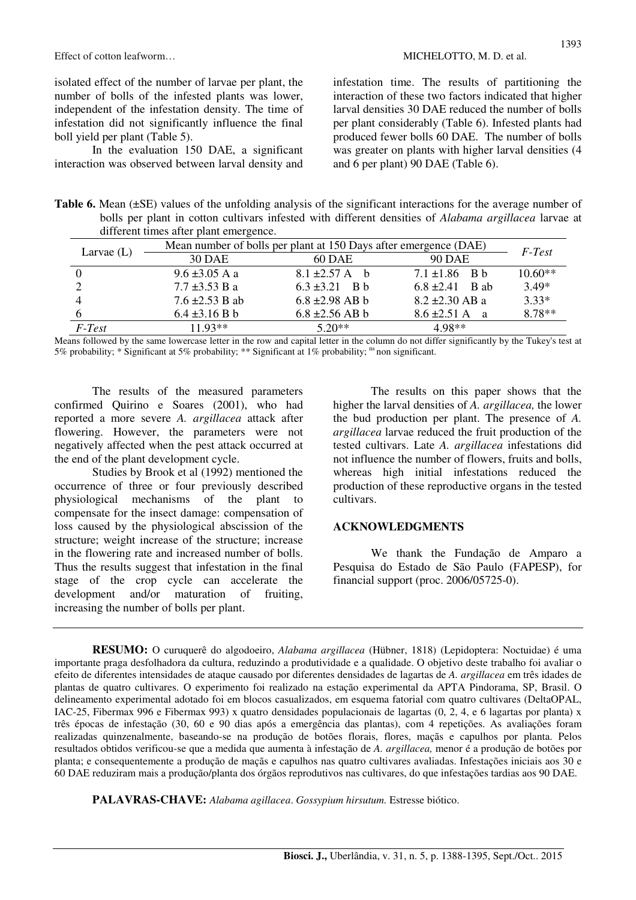isolated effect of the number of larvae per plant, the number of bolls of the infested plants was lower, independent of the infestation density. The time of infestation did not significantly influence the final boll yield per plant (Table 5).

In the evaluation 150 DAE, a significant interaction was observed between larval density and infestation time. The results of partitioning the interaction of these two factors indicated that higher larval densities 30 DAE reduced the number of bolls per plant considerably (Table 6). Infested plants had produced fewer bolls 60 DAE. The number of bolls was greater on plants with higher larval densities (4 and 6 per plant) 90 DAE (Table 6).

**Table 6.** Mean (±SE) values of the unfolding analysis of the significant interactions for the average number of bolls per plant in cotton cultivars infested with different densities of *Alabama argillacea* larvae at different times after plant emergence.

| Larvae (L) | Mean number of bolls per plant at 150 Days after emergence (DAE) | | | *F-Test* |
|---|---|---|---|---|
| | 30 DAE | 60 DAE | 90 DAE | |
| 0 | 9.6 ±3.05 A a | 8.1 ±2.57 A b | 7.1 ±1.86 B b | 10.60** |
| 2 | 7.7 ±3.53 B a | 6.3 ±3.21 B b | 6.8 ±2.41 B ab | 3.49* |
| 4 | 7.6 ±2.53 B ab | 6.8 ±2.98 AB b | 8.2 ±2.30 AB a | 3.33* |
| 6 | 6.4 ±3.16 B b | 6.8 ±2.56 AB b | 8.6 ±2.51 A a | 8.78** |
| *F-Test* | 11.93** | 5.20** | 4.98** | |

Means followed by the same lowercase letter in the row and capital letter in the column do not differ significantly by the Tukey's test at 5% probability; * Significant at 5% probability; ** Significant at 1% probability; ns non significant.

The results of the measured parameters confirmed Quirino e Soares (2001), who had reported a more severe *A. argillacea* attack after flowering. However, the parameters were not negatively affected when the pest attack occurred at the end of the plant development cycle.

Studies by Brook et al (1992) mentioned the occurrence of three or four previously described physiological mechanisms of the plant to compensate for the insect damage: compensation of loss caused by the physiological abscission of the structure; weight increase of the structure; increase in the flowering rate and increased number of bolls. Thus the results suggest that infestation in the final stage of the crop cycle can accelerate the development and/or maturation of fruiting, increasing the number of bolls per plant.

The results on this paper shows that the higher the larval densities of *A. argillacea,* the lower the bud production per plant. The presence of *A. argillacea* larvae reduced the fruit production of the tested cultivars. Late *A. argillacea* infestations did not influence the number of flowers, fruits and bolls, whereas high initial infestations reduced the production of these reproductive organs in the tested cultivars.

## ACKNOWLEDGMENTS

We thank the Fundação de Amparo a Pesquisa do Estado de São Paulo (FAPESP), for financial support (proc. 2006/05725-0).

**RESUMO:** O curuquerê do algodoeiro, *Alabama argillacea* (Hübner, 1818) (Lepidoptera: Noctuidae) é uma importante praga desfolhadora da cultura, reduzindo a produtividade e a qualidade. O objetivo deste trabalho foi avaliar o efeito de diferentes intensidades de ataque causado por diferentes densidades de lagartas de *A. argillacea* em três idades de plantas de quatro cultivares. O experimento foi realizado na estação experimental da APTA Pindorama, SP, Brasil. O delineamento experimental adotado foi em blocos casualizados, em esquema fatorial com quatro cultivares (DeltaOPAL, IAC-25, Fibermax 996 e Fibermax 993) x quatro densidades populacionais de lagartas (0, 2, 4, e 6 lagartas por planta) x três épocas de infestação (30, 60 e 90 dias após a emergência das plantas), com 4 repetições. As avaliações foram realizadas quinzenalmente, baseando-se na produção de botões florais, flores, maçãs e capulhos por planta. Pelos resultados obtidos verificou-se que a medida que aumenta à infestação de *A. argillacea,* menor é a produção de botões por planta; e consequentemente a produção de maçãs e capulhos nas quatro cultivares avaliadas. Infestações iniciais aos 30 e 60 DAE reduziram mais a produção/planta dos órgãos reprodutivos nas cultivares, do que infestações tardias aos 90 DAE.

**PALAVRAS-CHAVE:** *Alabama agillacea*. *Gossypium hirsutum.* Estresse biótico.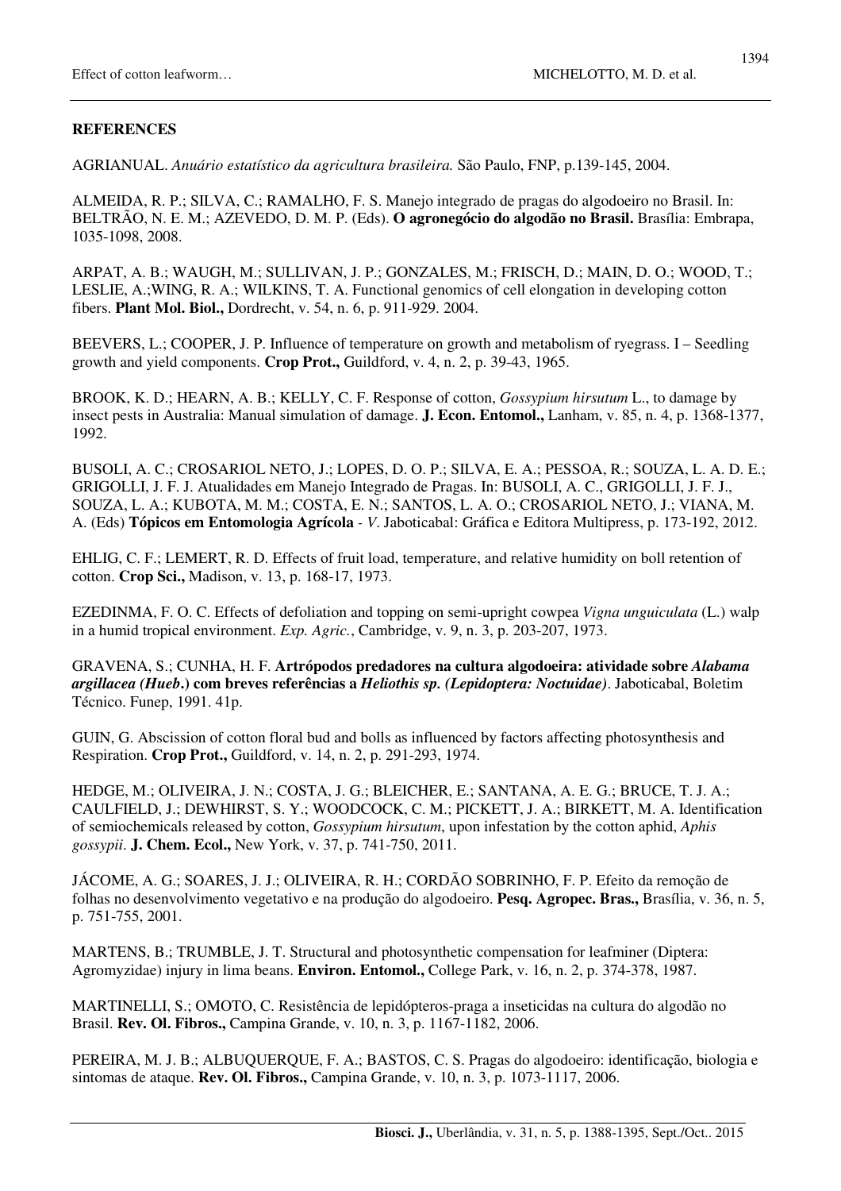## REFERENCES

AGRIANUAL. *Anuário estatístico da agricultura brasileira.* São Paulo, FNP, p.139-145, 2004.

ALMEIDA, R. P.; SILVA, C.; RAMALHO, F. S. Manejo integrado de pragas do algodoeiro no Brasil. In: BELTRÃO, N. E. M.; AZEVEDO, D. M. P. (Eds). **O agronegócio do algodão no Brasil.** Brasília: Embrapa, 1035-1098, 2008.

ARPAT, A. B.; WAUGH, M.; SULLIVAN, J. P.; GONZALES, M.; FRISCH, D.; MAIN, D. O.; WOOD, T.; LESLIE, A.;WING, R. A.; WILKINS, T. A. Functional genomics of cell elongation in developing cotton fibers. **Plant Mol. Biol.,** Dordrecht, v. 54, n. 6, p. 911-929. 2004.

BEEVERS, L.; COOPER, J. P. Influence of temperature on growth and metabolism of ryegrass. I – Seedling growth and yield components. **Crop Prot.,** Guildford, v. 4, n. 2, p. 39-43, 1965.

BROOK, K. D.; HEARN, A. B.; KELLY, C. F. Response of cotton, *Gossypium hirsutum* L., to damage by insect pests in Australia: Manual simulation of damage. **J. Econ. Entomol.,** Lanham, v. 85, n. 4, p. 1368-1377, 1992.

BUSOLI, A. C.; CROSARIOL NETO, J.; LOPES, D. O. P.; SILVA, E. A.; PESSOA, R.; SOUZA, L. A. D. E.; GRIGOLLI, J. F. J. Atualidades em Manejo Integrado de Pragas. In: BUSOLI, A. C., GRIGOLLI, J. F. J., SOUZA, L. A.; KUBOTA, M. M.; COSTA, E. N.; SANTOS, L. A. O.; CROSARIOL NETO, J.; VIANA, M. A. (Eds) **Tópicos em Entomologia Agrícola** - *V*. Jaboticabal: Gráfica e Editora Multipress, p. 173-192, 2012.

EHLIG, C. F.; LEMERT, R. D. Effects of fruit load, temperature, and relative humidity on boll retention of cotton. **Crop Sci.,** Madison, v. 13, p. 168-17, 1973.

EZEDINMA, F. O. C. Effects of defoliation and topping on semi-upright cowpea *Vigna unguiculata* (L.) walp in a humid tropical environment. *Exp. Agric.*, Cambridge, v. 9, n. 3, p. 203-207, 1973.

GRAVENA, S.; CUNHA, H. F. **Artrópodos predadores na cultura algodoeira: atividade sobre *Alabama argillacea (Hueb*.) com breves referências a *Heliothis sp. (Lepidoptera: Noctuidae)*.** Jaboticabal, Boletim Técnico. Funep, 1991. 41p.

GUIN, G. Abscission of cotton floral bud and bolls as influenced by factors affecting photosynthesis and Respiration. **Crop Prot.,** Guildford, v. 14, n. 2, p. 291-293, 1974.

HEDGE, M.; OLIVEIRA, J. N.; COSTA, J. G.; BLEICHER, E.; SANTANA, A. E. G.; BRUCE, T. J. A.; CAULFIELD, J.; DEWHIRST, S. Y.; WOODCOCK, C. M.; PICKETT, J. A.; BIRKETT, M. A. Identification of semiochemicals released by cotton, *Gossypium hirsutum*, upon infestation by the cotton aphid, *Aphis gossypii*. **J. Chem. Ecol.,** New York, v. 37, p. 741-750, 2011.

JÁCOME, A. G.; SOARES, J. J.; OLIVEIRA, R. H.; CORDÃO SOBRINHO, F. P. Efeito da remoção de folhas no desenvolvimento vegetativo e na produção do algodoeiro. **Pesq. Agropec. Bras.,** Brasília, v. 36, n. 5, p. 751-755, 2001.

MARTENS, B.; TRUMBLE, J. T. Structural and photosynthetic compensation for leafminer (Diptera: Agromyzidae) injury in lima beans. **Environ. Entomol.,** College Park, v. 16, n. 2, p. 374-378, 1987.

MARTINELLI, S.; OMOTO, C. Resistência de lepidópteros-praga a inseticidas na cultura do algodão no Brasil. **Rev. Ol. Fibros.,** Campina Grande, v. 10, n. 3, p. 1167-1182, 2006.

PEREIRA, M. J. B.; ALBUQUERQUE, F. A.; BASTOS, C. S. Pragas do algodoeiro: identificação, biologia e sintomas de ataque. **Rev. Ol. Fibros.,** Campina Grande, v. 10, n. 3, p. 1073-1117, 2006.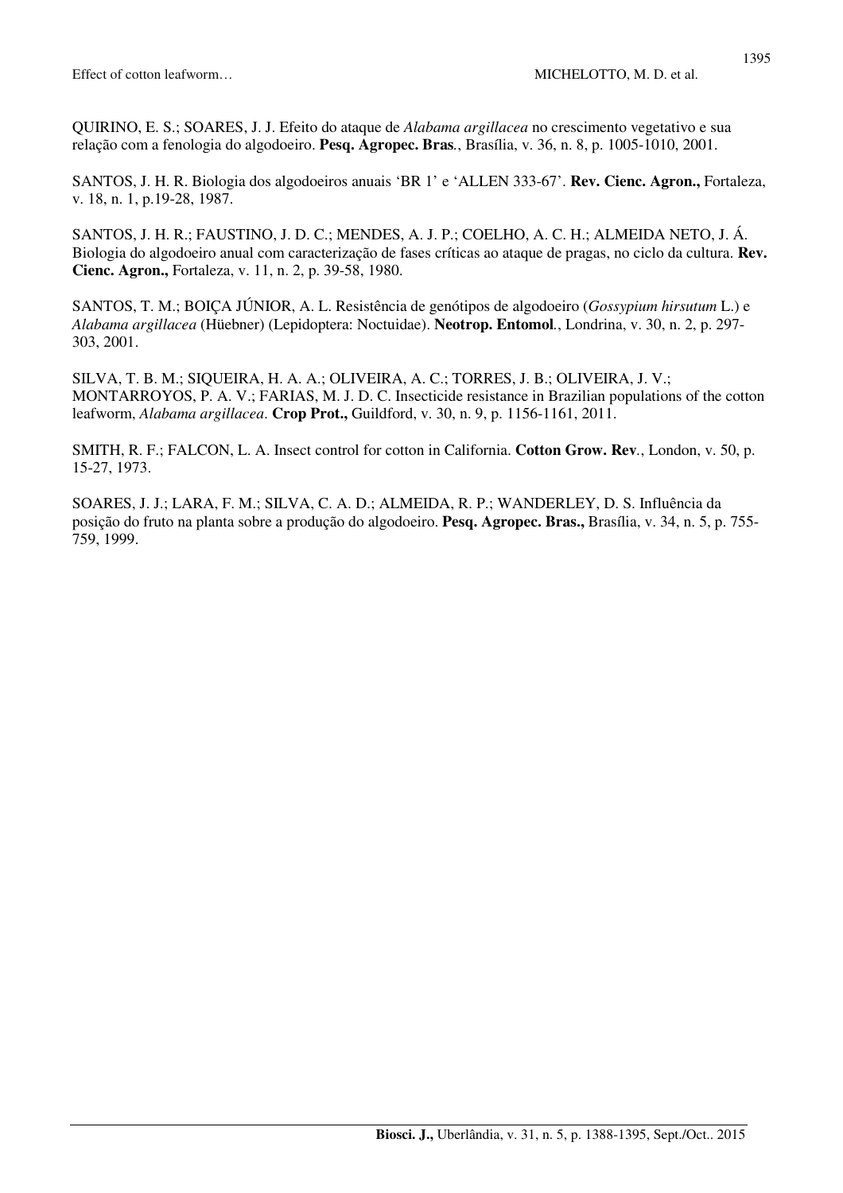QUIRINO, E. S.; SOARES, J. J. Efeito do ataque de *Alabama argillacea* no crescimento vegetativo e sua relação com a fenologia do algodoeiro. **Pesq. Agropec. Bras**., Brasília, v. 36, n. 8, p. 1005-1010, 2001.

SANTOS, J. H. R. Biologia dos algodoeiros anuais 'BR 1' e 'ALLEN 333-67'. **Rev. Cienc. Agron.,** Fortaleza, v. 18, n. 1, p.19-28, 1987.

SANTOS, J. H. R.; FAUSTINO, J. D. C.; MENDES, A. J. P.; COELHO, A. C. H.; ALMEIDA NETO, J. Á. Biologia do algodoeiro anual com caracterização de fases críticas ao ataque de pragas, no ciclo da cultura. **Rev. Cienc. Agron.,** Fortaleza, v. 11, n. 2, p. 39-58, 1980.

SANTOS, T. M.; BOIÇA JÚNIOR, A. L. Resistência de genótipos de algodoeiro (*Gossypium hirsutum* L.) e *Alabama argillacea* (Hüebner) (Lepidoptera: Noctuidae). **Neotrop. Entomol**., Londrina, v. 30, n. 2, p. 297-303, 2001.

SILVA, T. B. M.; SIQUEIRA, H. A. A.; OLIVEIRA, A. C.; TORRES, J. B.; OLIVEIRA, J. V.; MONTARROYOS, P. A. V.; FARIAS, M. J. D. C. Insecticide resistance in Brazilian populations of the cotton leafworm, *Alabama argillacea*. **Crop Prot.,** Guildford, v. 30, n. 9, p. 1156-1161, 2011.

SMITH, R. F.; FALCON, L. A. Insect control for cotton in California. **Cotton Grow. Rev**., London, v. 50, p. 15-27, 1973.

SOARES, J. J.; LARA, F. M.; SILVA, C. A. D.; ALMEIDA, R. P.; WANDERLEY, D. S. Influência da posição do fruto na planta sobre a produção do algodoeiro. **Pesq. Agropec. Bras.,** Brasília, v. 34, n. 5, p. 755-759, 1999.